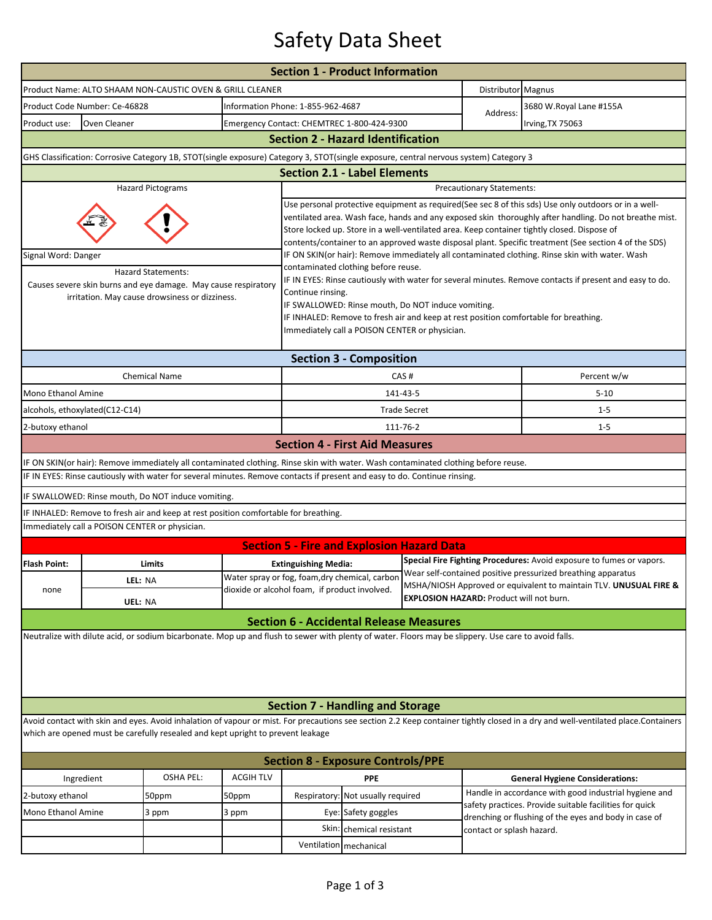# Safety Data Sheet

## Section 1 - Product Information

| | | | |
|---|---|---|---|
| Product Name: ALTO SHAAM NON-CAUSTIC OVEN & GRILL CLEANER | | Distributor | Magnus |
| Product Code Number: Ce-46828 | Information Phone: 1-855-962-4687 | Address: | 3680 W.Royal Lane #155A |
| Product use: Oven Cleaner | Emergency Contact: CHEMTREC 1-800-424-9300 | | Irving,TX 75063 |

## Section 2 - Hazard Identification

GHS Classification: Corrosive Category 1B, STOT(single exposure) Category 3, STOT(single exposure, central nervous system) Category 3

## Section 2.1 - Label Elements

**Hazard Pictograms**

Signal Word: Danger

**Hazard Statements:**

Causes severe skin burns and eye damage. May cause respiratory irritation. May cause drowsiness or dizziness.

**Precautionary Statements:**

Use personal protective equipment as required(See sec 8 of this sds) Use only outdoors or in a well-ventilated area. Wash face, hands and any exposed skin thoroughly after handling. Do not breathe mist. Store locked up. Store in a well-ventilated area. Keep container tightly closed. Dispose of contents/container to an approved waste disposal plant. Specific treatment (See section 4 of the SDS)
IF ON SKIN(or hair): Remove immediately all contaminated clothing. Rinse skin with water. Wash contaminated clothing before reuse.
IF IN EYES: Rinse cautiously with water for several minutes. Remove contacts if present and easy to do. Continue rinsing.
IF SWALLOWED: Rinse mouth, Do NOT induce vomiting.
IF INHALED: Remove to fresh air and keep at rest position comfortable for breathing.
Immediately call a POISON CENTER or physician.

## Section 3 - Composition

| Chemical Name | CAS # | Percent w/w |
|---|---|---|
| Mono Ethanol Amine | 141-43-5 | 5-10 |
| alcohols, ethoxylated(C12-C14) | Trade Secret | 1-5 |
| 2-butoxy ethanol | 111-76-2 | 1-5 |

## Section 4 - First Aid Measures

IF ON SKIN(or hair): Remove immediately all contaminated clothing. Rinse skin with water. Wash contaminated clothing before reuse.

IF IN EYES: Rinse cautiously with water for several minutes. Remove contacts if present and easy to do. Continue rinsing.

IF SWALLOWED: Rinse mouth, Do NOT induce vomiting.

IF INHALED: Remove to fresh air and keep at rest position comfortable for breathing.

Immediately call a POISON CENTER or physician.

## Section 5 - Fire and Explosion Hazard Data

| Flash Point: | Limits | Extinguishing Media: | Special Fire Fighting Procedures |
|---|---|---|---|
| none | LEL: NA<br>UEL: NA | Water spray or fog, foam,dry chemical, carbon dioxide or alcohol foam, if product involved. | **Special Fire Fighting Procedures:** Avoid exposure to fumes or vapors. Wear self-contained positive pressurized breathing apparatus MSHA/NIOSH Approved or equivalent to maintain TLV. **UNUSUAL FIRE & EXPLOSION HAZARD:** Product will not burn. |

## Section 6 - Accidental Release Measures

Neutralize with dilute acid, or sodium bicarbonate. Mop up and flush to sewer with plenty of water. Floors may be slippery. Use care to avoid falls.

## Section 7 - Handling and Storage

Avoid contact with skin and eyes. Avoid inhalation of vapour or mist. For precautions see section 2.2 Keep container tightly closed in a dry and well-ventilated place.Containers which are opened must be carefully resealed and kept upright to prevent leakage

## Section 8 - Exposure Controls/PPE

| Ingredient | OSHA PEL: | ACGIH TLV | PPE | | General Hygiene Considerations: |
|---|---|---|---|---|---|
| 2-butoxy ethanol | 50ppm | 50ppm | Respiratory: | Not usually required | Handle in accordance with good industrial hygiene and safety practices. Provide suitable facilities for quick drenching or flushing of the eyes and body in case of contact or splash hazard. |
| Mono Ethanol Amine | 3 ppm | 3 ppm | Eye: | Safety goggles | |
| | | | Skin: | chemical resistant | |
| | | | Ventilation | mechanical | |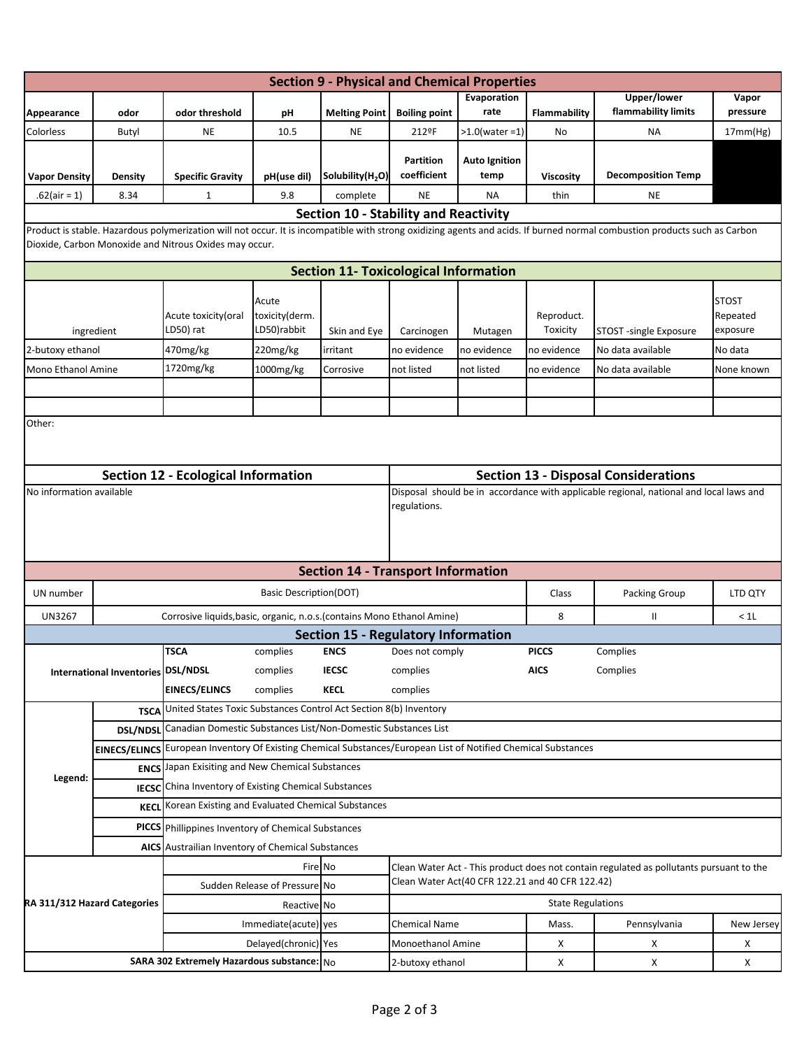## Section 9 - Physical and Chemical Properties

| Appearance | odor | odor threshold | pH | Melting Point | Boiling point | Evaporation rate | Flammability | Upper/lower flammability limits | Vapor pressure |
|---|---|---|---|---|---|---|---|---|---|
| Colorless | Butyl | NE | 10.5 | NE | 212ºF | >1.0(water =1) | No | NA | 17mm(Hg) |
| **Vapor Density** | **Density** | **Specific Gravity** | **pH(use dil)** | **Solubility($H_2O$)** | **Partition coefficient** | **Auto Ignition temp** | **Viscosity** | **Decomposition Temp** | |
| .62(air = 1) | 8.34 | 1 | 9.8 | complete | NE | NA | thin | NE | |

## Section 10 - Stability and Reactivity

Product is stable. Hazardous polymerization will not occur. It is incompatible with strong oxidizing agents and acids. If burned normal combustion products such as Carbon Dioxide, Carbon Monoxide and Nitrous Oxides may occur.

## Section 11- Toxicological Information

| ingredient | Acute toxicity(oral LD50) rat | Acute toxicity(derm. LD50)rabbit | Skin and Eye | Carcinogen | Mutagen | Reproduct. Toxicity | STOST -single Exposure | STOST Repeated exposure |
|---|---|---|---|---|---|---|---|---|
| 2-butoxy ethanol | 470mg/kg | 220mg/kg | irritant | no evidence | no evidence | no evidence | No data available | No data |
| Mono Ethanol Amine | 1720mg/kg | 1000mg/kg | Corrosive | not listed | not listed | no evidence | No data available | None known |
| | | | | | | | | |
| | | | | | | | | |

Other:

## Section 12 - Ecological Information

No information available

## Section 13 - Disposal Considerations

Disposal should be in accordance with applicable regional, national and local laws and regulations.

## Section 14 - Transport Information

| UN number | Basic Description(DOT) | Class | Packing Group | LTD QTY |
|---|---|---|---|---|
| UN3267 | Corrosive liquids,basic, organic, n.o.s.(contains Mono Ethanol Amine) | 8 | II | < 1L |

## Section 15 - Regulatory Information

**International Inventories**

| | | | | | |
|---|---|---|---|---|---|
| **TSCA** | complies | **ENCS** | Does not comply | **PICCS** | Complies |
| **DSL/NDSL** | complies | **IECSC** | complies | **AICS** | Complies |
| **EINECS/ELINCS** | complies | **KECL** | complies | | |

**Legend:**

| | |
|---|---|
| **TSCA** | United States Toxic Substances Control Act Section 8(b) Inventory |
| **DSL/NDSL** | Canadian Domestic Substances List/Non-Domestic Substances List |
| **EINECS/ELINCS** | European Inventory Of Existing Chemical Substances/European List of Notified Chemical Substances |
| **ENCS** | Japan Exisiting and New Chemical Substances |
| **IECSC** | China Inventory of Existing Chemical Substances |
| **KECL** | Korean Existing and Evaluated Chemical Substances |
| **PICCS** | Phillippines Inventory of Chemical Substances |
| **AICS** | Austrailian Inventory of Chemical Substances |

**RA 311/312 Hazard Categories**

| | |
|---|---|
| Fire | No |
| Sudden Release of Pressure | No |
| Reactive | No |
| Immediate(acute) | yes |
| Delayed(chronic) | Yes |
| **SARA 302 Extremely Hazardous substance:** | No |

Clean Water Act - This product does not contain regulated as pollutants pursuant to the Clean Water Act(40 CFR 122.21 and 40 CFR 122.42)

**State Regulations**

| Chemical Name | Mass. | Pennsylvania | New Jersey |
|---|---|---|---|
| Monoethanol Amine | X | X | X |
| 2-butoxy ethanol | X | X | X |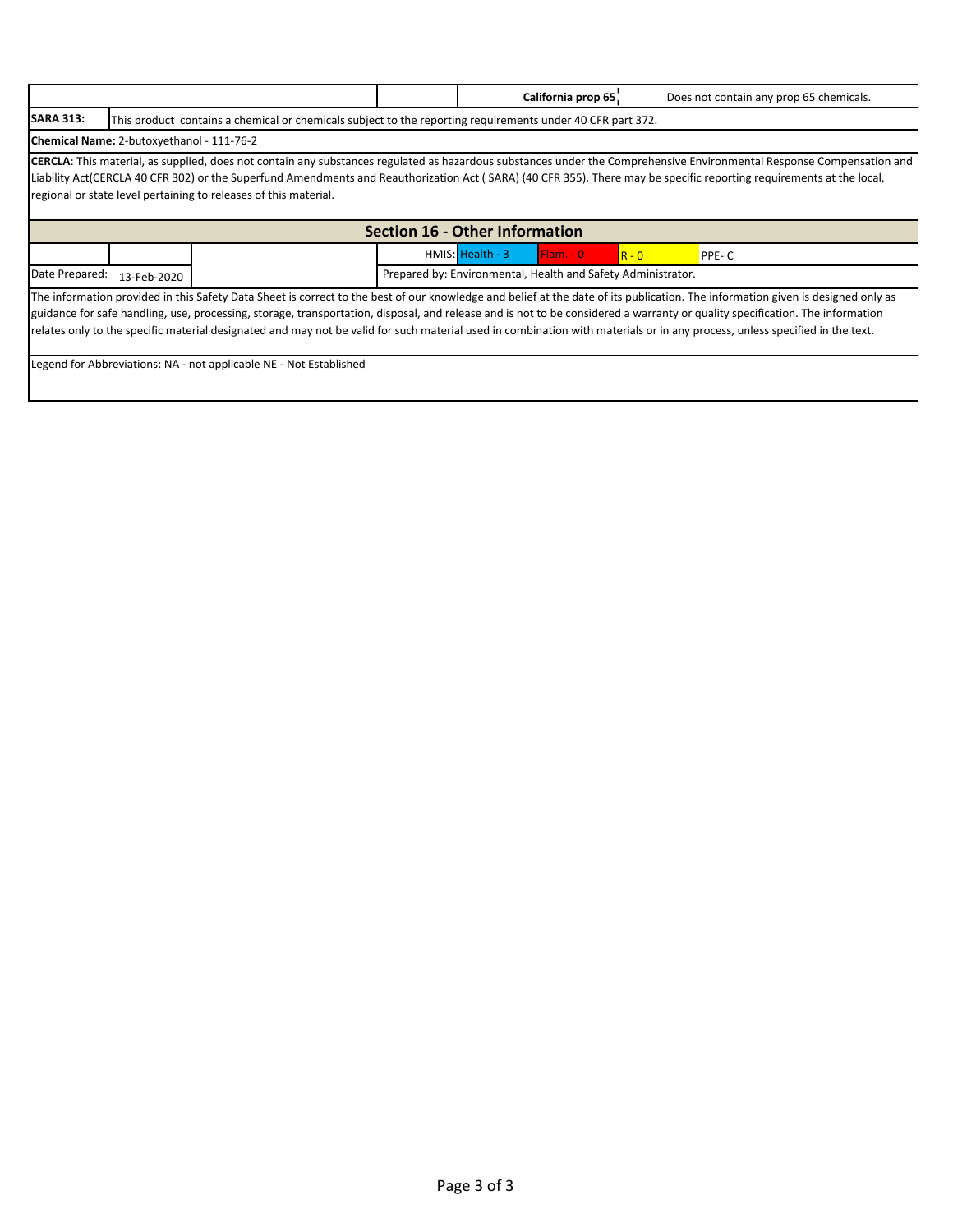| | | | |
|---|---|---|---|
| | | **California prop 65** | Does not contain any prop 65 chemicals. |

**SARA 313:** This product contains a chemical or chemicals subject to the reporting requirements under 40 CFR part 372.

**Chemical Name:** 2-butoxyethanol - 111-76-2

**CERCLA**: This material, as supplied, does not contain any substances regulated as hazardous substances under the Comprehensive Environmental Response Compensation and Liability Act(CERCLA 40 CFR 302) or the Superfund Amendments and Reauthorization Act ( SARA) (40 CFR 355). There may be specific reporting requirements at the local, regional or state level pertaining to releases of this material.

## Section 16 - Other Information

| | | | | | | | |
|---|---|---|---|---|---|---|---|
| | | | HMIS: | Health - 3 | Flam. - 0 | R - 0 | PPE- C |
| Date Prepared: | 13-Feb-2020 | | Prepared by: Environmental, Health and Safety Administrator. | | | | |

The information provided in this Safety Data Sheet is correct to the best of our knowledge and belief at the date of its publication. The information given is designed only as guidance for safe handling, use, processing, storage, transportation, disposal, and release and is not to be considered a warranty or quality specification. The information relates only to the specific material designated and may not be valid for such material used in combination with materials or in any process, unless specified in the text.

Legend for Abbreviations: NA - not applicable NE - Not Established